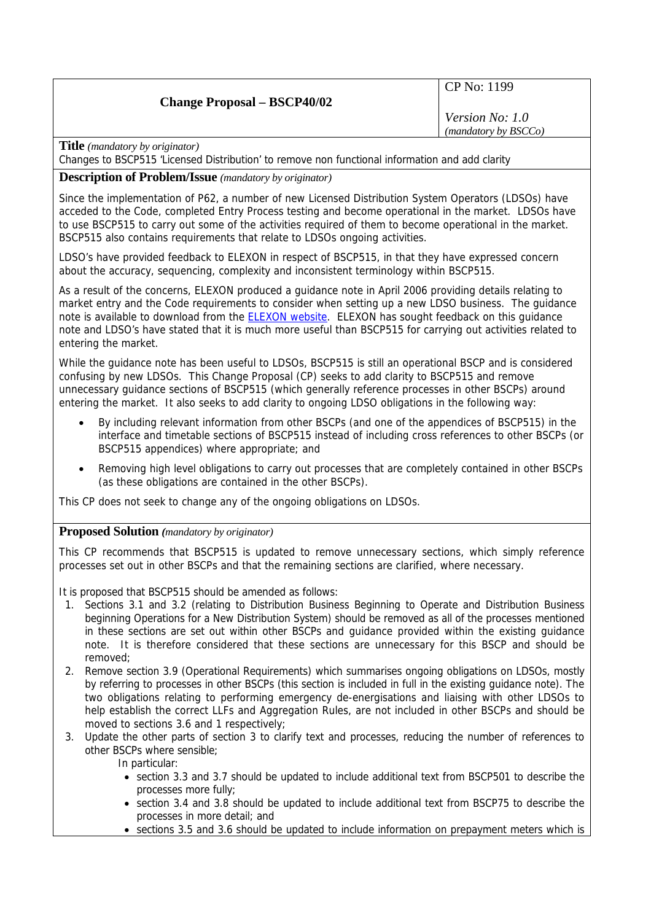| Change Proposal – BSCP40/02 | CP No: 1199<br><br>*Version No: 1.0*<br>*(mandatory by BSCCo)* |
|---|---|

**Title** *(mandatory by originator)*

Changes to BSCP515 'Licensed Distribution' to remove non functional information and add clarity

**Description of Problem/Issue** *(mandatory by originator)*

Since the implementation of P62, a number of new Licensed Distribution System Operators (LDSOs) have acceded to the Code, completed Entry Process testing and become operational in the market. LDSOs have to use BSCP515 to carry out some of the activities required of them to become operational in the market. BSCP515 also contains requirements that relate to LDSOs ongoing activities.

LDSO's have provided feedback to ELEXON in respect of BSCP515, in that they have expressed concern about the accuracy, sequencing, complexity and inconsistent terminology within BSCP515.

As a result of the concerns, ELEXON produced a guidance note in April 2006 providing details relating to market entry and the Code requirements to consider when setting up a new LDSO business. The guidance note is available to download from the ELEXON website. ELEXON has sought feedback on this guidance note and LDSO's have stated that it is much more useful than BSCP515 for carrying out activities related to entering the market.

While the guidance note has been useful to LDSOs, BSCP515 is still an operational BSCP and is considered confusing by new LDSOs. This Change Proposal (CP) seeks to add clarity to BSCP515 and remove unnecessary guidance sections of BSCP515 (which generally reference processes in other BSCPs) around entering the market. It also seeks to add clarity to ongoing LDSO obligations in the following way:

- By including relevant information from other BSCPs (and one of the appendices of BSCP515) in the interface and timetable sections of BSCP515 instead of including cross references to other BSCPs (or BSCP515 appendices) where appropriate; and
- Removing high level obligations to carry out processes that are completely contained in other BSCPs (as these obligations are contained in the other BSCPs).

This CP does not seek to change any of the ongoing obligations on LDSOs.

**Proposed Solution** *(mandatory by originator)*

This CP recommends that BSCP515 is updated to remove unnecessary sections, which simply reference processes set out in other BSCPs and that the remaining sections are clarified, where necessary.

It is proposed that BSCP515 should be amended as follows:

1. Sections 3.1 and 3.2 (relating to Distribution Business Beginning to Operate and Distribution Business beginning Operations for a New Distribution System) should be removed as all of the processes mentioned in these sections are set out within other BSCPs and guidance provided within the existing guidance note. It is therefore considered that these sections are unnecessary for this BSCP and should be removed;
2. Remove section 3.9 (Operational Requirements) which summarises ongoing obligations on LDSOs, mostly by referring to processes in other BSCPs (this section is included in full in the existing guidance note). The two obligations relating to performing emergency de-energisations and liaising with other LDSOs to help establish the correct LLFs and Aggregation Rules, are not included in other BSCPs and should be moved to sections 3.6 and 1 respectively;
3. Update the other parts of section 3 to clarify text and processes, reducing the number of references to other BSCPs where sensible;

   In particular:

   - section 3.3 and 3.7 should be updated to include additional text from BSCP501 to describe the processes more fully;
   - section 3.4 and 3.8 should be updated to include additional text from BSCP75 to describe the processes in more detail; and
   - sections 3.5 and 3.6 should be updated to include information on prepayment meters which is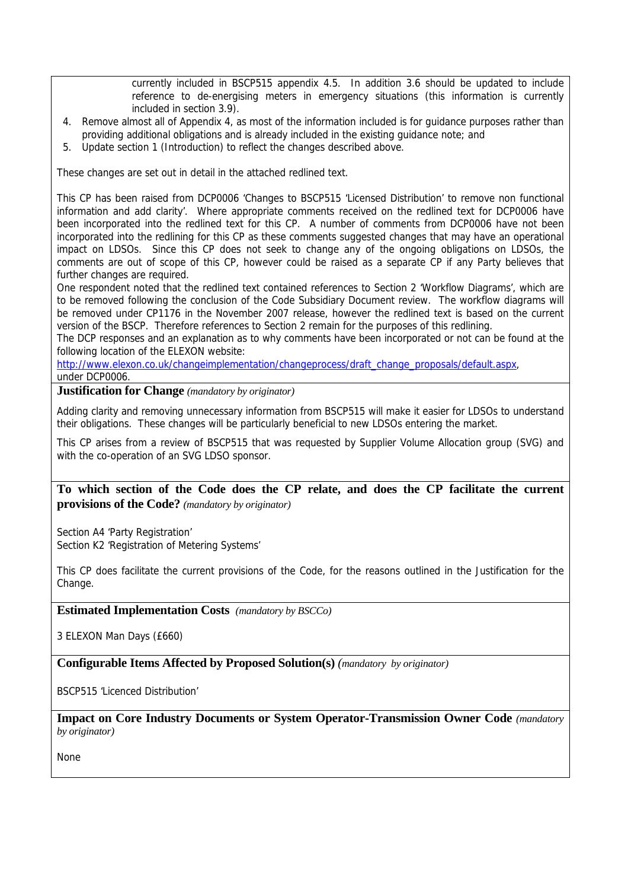currently included in BSCP515 appendix 4.5. In addition 3.6 should be updated to include reference to de-energising meters in emergency situations (this information is currently included in section 3.9).

4. Remove almost all of Appendix 4, as most of the information included is for guidance purposes rather than providing additional obligations and is already included in the existing guidance note; and
5. Update section 1 (Introduction) to reflect the changes described above.

These changes are set out in detail in the attached redlined text.

This CP has been raised from DCP0006 'Changes to BSCP515 'Licensed Distribution' to remove non functional information and add clarity'. Where appropriate comments received on the redlined text for DCP0006 have been incorporated into the redlined text for this CP. A number of comments from DCP0006 have not been incorporated into the redlining for this CP as these comments suggested changes that may have an operational impact on LDSOs. Since this CP does not seek to change any of the ongoing obligations on LDSOs, the comments are out of scope of this CP, however could be raised as a separate CP if any Party believes that further changes are required.

One respondent noted that the redlined text contained references to Section 2 'Workflow Diagrams', which are to be removed following the conclusion of the Code Subsidiary Document review. The workflow diagrams will be removed under CP1176 in the November 2007 release, however the redlined text is based on the current version of the BSCP. Therefore references to Section 2 remain for the purposes of this redlining.

The DCP responses and an explanation as to why comments have been incorporated or not can be found at the following location of the ELEXON website:
http://www.elexon.co.uk/changeimplementation/changeprocess/draft_change_proposals/default.aspx, under DCP0006.

**Justification for Change** *(mandatory by originator)*

Adding clarity and removing unnecessary information from BSCP515 will make it easier for LDSOs to understand their obligations. These changes will be particularly beneficial to new LDSOs entering the market.

This CP arises from a review of BSCP515 that was requested by Supplier Volume Allocation group (SVG) and with the co-operation of an SVG LDSO sponsor.

**To which section of the Code does the CP relate, and does the CP facilitate the current provisions of the Code?** *(mandatory by originator)*

Section A4 'Party Registration'
Section K2 'Registration of Metering Systems'

This CP does facilitate the current provisions of the Code, for the reasons outlined in the Justification for the Change.

**Estimated Implementation Costs** *(mandatory by BSCCo)*

3 ELEXON Man Days (£660)

**Configurable Items Affected by Proposed Solution(s)** *(mandatory by originator)*

BSCP515 'Licenced Distribution'

**Impact on Core Industry Documents or System Operator-Transmission Owner Code** *(mandatory by originator)*

None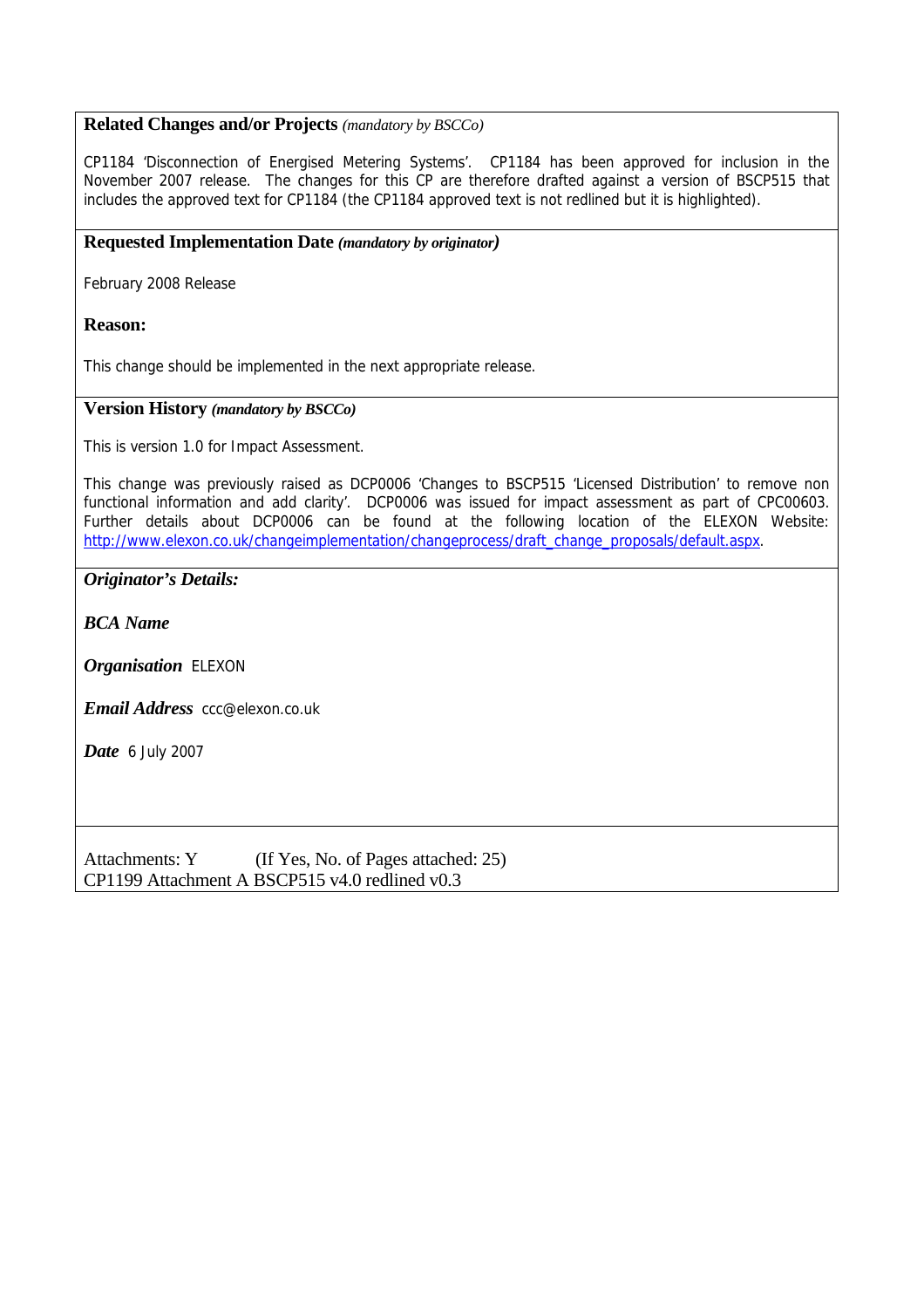**Related Changes and/or Projects** *(mandatory by BSCCo)*

CP1184 'Disconnection of Energised Metering Systems'. CP1184 has been approved for inclusion in the November 2007 release. The changes for this CP are therefore drafted against a version of BSCP515 that includes the approved text for CP1184 (the CP1184 approved text is not redlined but it is highlighted).

**Requested Implementation Date** ***(mandatory by originator)***

February 2008 Release

**Reason:**

This change should be implemented in the next appropriate release.

**Version History** ***(mandatory by BSCCo)***

This is version 1.0 for Impact Assessment.

This change was previously raised as DCP0006 'Changes to BSCP515 'Licensed Distribution' to remove non functional information and add clarity'. DCP0006 was issued for impact assessment as part of CPC00603. Further details about DCP0006 can be found at the following location of the ELEXON Website: http://www.elexon.co.uk/changeimplementation/changeprocess/draft_change_proposals/default.aspx.

***Originator's Details:***

***BCA Name***

***Organisation*** ELEXON

***Email Address*** ccc@elexon.co.uk

***Date*** 6 July 2007

Attachments: Y (If Yes, No. of Pages attached: 25)
CP1199 Attachment A BSCP515 v4.0 redlined v0.3